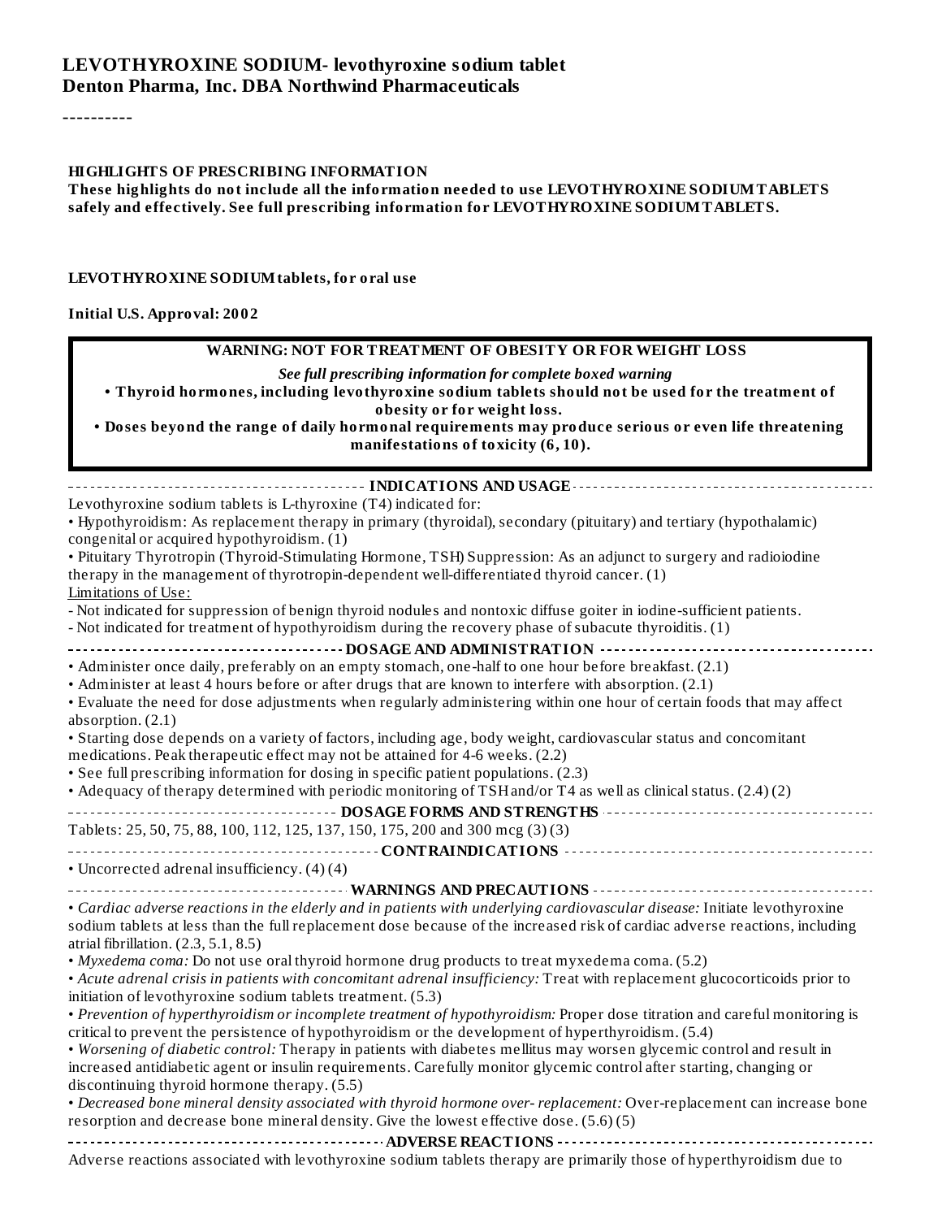# LEVOTHYROXINE SODIUM- levothyroxine sodium tablet
# Denton Pharma, Inc. DBA Northwind Pharmaceuticals

----------

**HIGHLIGHTS OF PRESCRIBING INFORMATION**
**These highlights do not include all the information needed to use LEVOTHYROXINE SODIUM TABLETS safely and effectively. See full prescribing information for LEVOTHYROXINE SODIUM TABLETS.**

**LEVOTHYROXINE SODIUM tablets, for oral use**

**Initial U.S. Approval: 2002**

> **WARNING: NOT FOR TREATMENT OF OBESITY OR FOR WEIGHT LOSS**
>
> ***See full prescribing information for complete boxed warning***
>
> **• Thyroid hormones, including levothyroxine sodium tablets should not be used for the treatment of obesity or for weight loss.**
>
> **• Doses beyond the range of daily hormonal requirements may produce serious or even life threatening manifestations of toxicity (6, 10).**

## INDICATIONS AND USAGE

Levothyroxine sodium tablets is L-thyroxine (T4) indicated for:

• Hypothyroidism: As replacement therapy in primary (thyroidal), secondary (pituitary) and tertiary (hypothalamic) congenital or acquired hypothyroidism. (1)

• Pituitary Thyrotropin (Thyroid-Stimulating Hormone, TSH) Suppression: As an adjunct to surgery and radioiodine therapy in the management of thyrotropin-dependent well-differentiated thyroid cancer. (1)

Limitations of Use:

- Not indicated for suppression of benign thyroid nodules and nontoxic diffuse goiter in iodine-sufficient patients.
- Not indicated for treatment of hypothyroidism during the recovery phase of subacute thyroiditis. (1)

## DOSAGE AND ADMINISTRATION

• Administer once daily, preferably on an empty stomach, one-half to one hour before breakfast. (2.1)

• Administer at least 4 hours before or after drugs that are known to interfere with absorption. (2.1)

• Evaluate the need for dose adjustments when regularly administering within one hour of certain foods that may affect absorption. (2.1)

• Starting dose depends on a variety of factors, including age, body weight, cardiovascular status and concomitant medications. Peak therapeutic effect may not be attained for 4-6 weeks. (2.2)

• See full prescribing information for dosing in specific patient populations. (2.3)

• Adequacy of therapy determined with periodic monitoring of TSH and/or T4 as well as clinical status. (2.4) (2)

## DOSAGE FORMS AND STRENGTHS

Tablets: 25, 50, 75, 88, 100, 112, 125, 137, 150, 175, 200 and 300 mcg (3) (3)

## CONTRAINDICATIONS

• Uncorrected adrenal insufficiency. (4) (4)

## WARNINGS AND PRECAUTIONS

• *Cardiac adverse reactions in the elderly and in patients with underlying cardiovascular disease:* Initiate levothyroxine sodium tablets at less than the full replacement dose because of the increased risk of cardiac adverse reactions, including atrial fibrillation. (2.3, 5.1, 8.5)

• *Myxedema coma:* Do not use oral thyroid hormone drug products to treat myxedema coma. (5.2)

• *Acute adrenal crisis in patients with concomitant adrenal insufficiency:* Treat with replacement glucocorticoids prior to initiation of levothyroxine sodium tablets treatment. (5.3)

• *Prevention of hyperthyroidism or incomplete treatment of hypothyroidism:* Proper dose titration and careful monitoring is critical to prevent the persistence of hypothyroidism or the development of hyperthyroidism. (5.4)

• *Worsening of diabetic control:* Therapy in patients with diabetes mellitus may worsen glycemic control and result in increased antidiabetic agent or insulin requirements. Carefully monitor glycemic control after starting, changing or discontinuing thyroid hormone therapy. (5.5)

• *Decreased bone mineral density associated with thyroid hormone over- replacement:* Over-replacement can increase bone resorption and decrease bone mineral density. Give the lowest effective dose. (5.6) (5)

## ADVERSE REACTIONS

Adverse reactions associated with levothyroxine sodium tablets therapy are primarily those of hyperthyroidism due to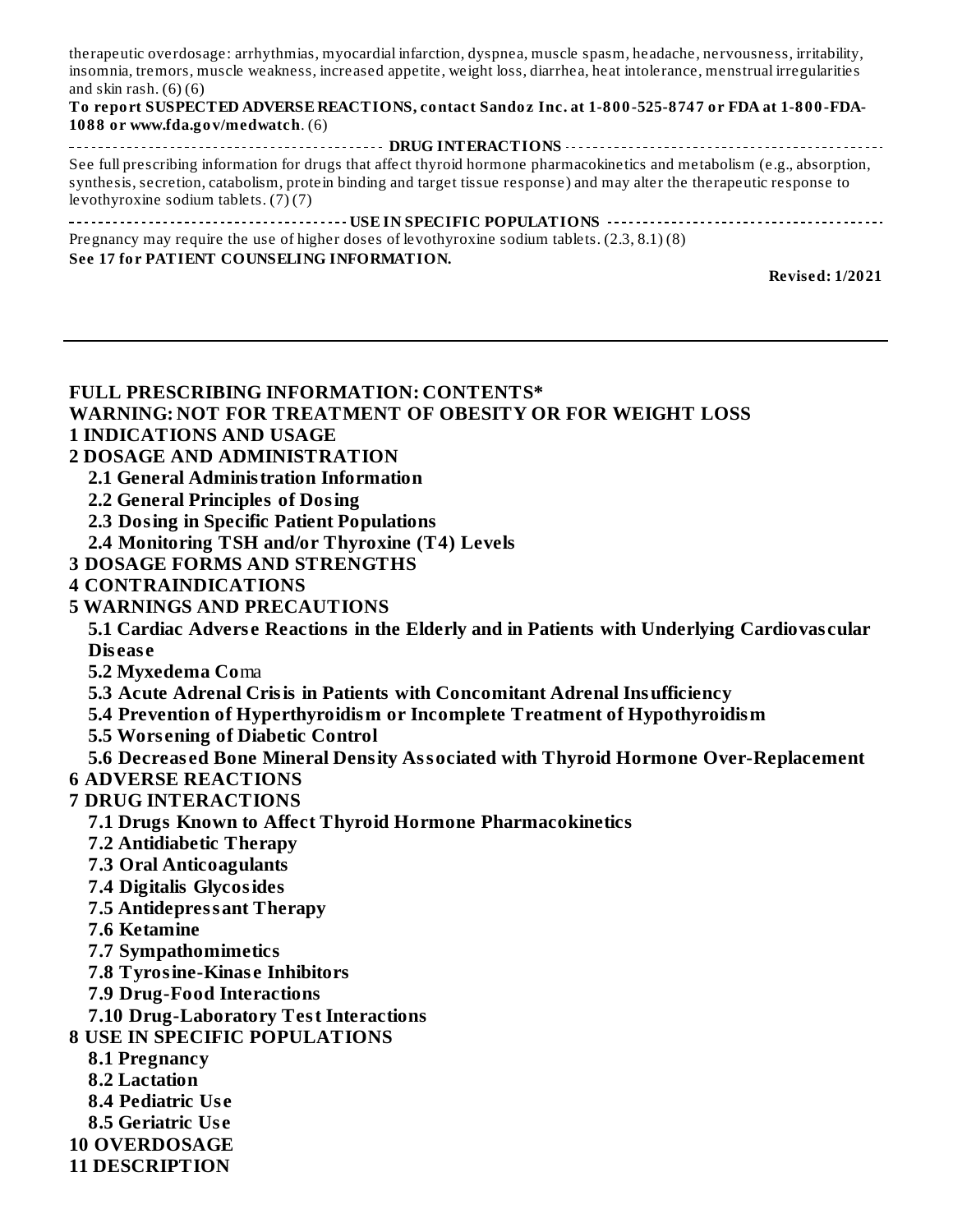therapeutic overdosage: arrhythmias, myocardial infarction, dyspnea, muscle spasm, headache, nervousness, irritability, insomnia, tremors, muscle weakness, increased appetite, weight loss, diarrhea, heat intolerance, menstrual irregularities and skin rash. (6) (6)

**To report SUSPECTED ADVERSE REACTIONS, contact Sandoz Inc. at 1-800-525-8747 or FDA at 1-800-FDA-1088 or www.fda.gov/medwatch**. (6)

**DRUG INTERACTIONS**

See full prescribing information for drugs that affect thyroid hormone pharmacokinetics and metabolism (e.g., absorption, synthesis, secretion, catabolism, protein binding and target tissue response) and may alter the therapeutic response to levothyroxine sodium tablets. (7) (7)

**USE IN SPECIFIC POPULATIONS**

Pregnancy may require the use of higher doses of levothyroxine sodium tablets. (2.3, 8.1) (8)

**See 17 for PATIENT COUNSELING INFORMATION.**

**Revised: 1/2021**

---

**FULL PRESCRIBING INFORMATION: CONTENTS***

**WARNING: NOT FOR TREATMENT OF OBESITY OR FOR WEIGHT LOSS**

**1 INDICATIONS AND USAGE**

**2 DOSAGE AND ADMINISTRATION**

- **2.1 General Administration Information**
- **2.2 General Principles of Dosing**
- **2.3 Dosing in Specific Patient Populations**
- **2.4 Monitoring TSH and/or Thyroxine (T4) Levels**

**3 DOSAGE FORMS AND STRENGTHS**

**4 CONTRAINDICATIONS**

**5 WARNINGS AND PRECAUTIONS**

- **5.1 Cardiac Adverse Reactions in the Elderly and in Patients with Underlying Cardiovascular Disease**
- **5.2 Myxedema Coma**
- **5.3 Acute Adrenal Crisis in Patients with Concomitant Adrenal Insufficiency**
- **5.4 Prevention of Hyperthyroidism or Incomplete Treatment of Hypothyroidism**
- **5.5 Worsening of Diabetic Control**
- **5.6 Decreased Bone Mineral Density Associated with Thyroid Hormone Over-Replacement**

**6 ADVERSE REACTIONS**

**7 DRUG INTERACTIONS**

- **7.1 Drugs Known to Affect Thyroid Hormone Pharmacokinetics**
- **7.2 Antidiabetic Therapy**
- **7.3 Oral Anticoagulants**
- **7.4 Digitalis Glycosides**
- **7.5 Antidepressant Therapy**
- **7.6 Ketamine**
- **7.7 Sympathomimetics**
- **7.8 Tyrosine-Kinase Inhibitors**
- **7.9 Drug-Food Interactions**
- **7.10 Drug-Laboratory Test Interactions**

**8 USE IN SPECIFIC POPULATIONS**

- **8.1 Pregnancy**
- **8.2 Lactation**
- **8.4 Pediatric Use**
- **8.5 Geriatric Use**

**10 OVERDOSAGE**

**11 DESCRIPTION**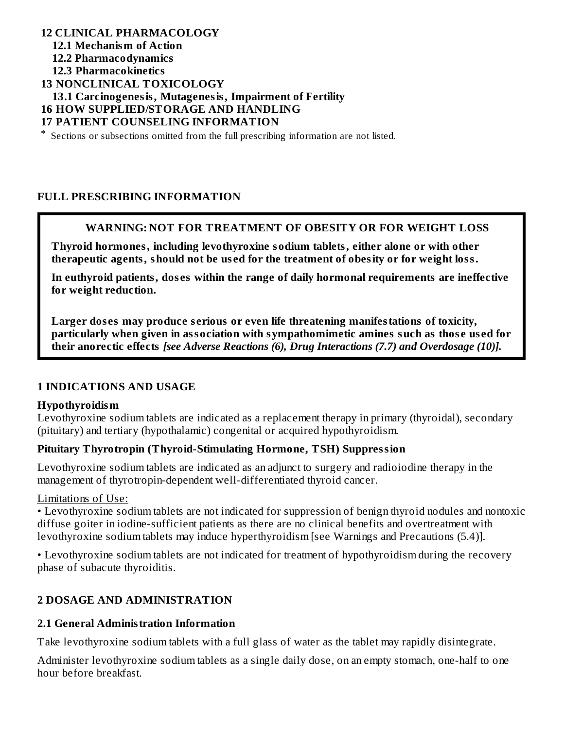**12 CLINICAL PHARMACOLOGY**
  **12.1 Mechanism of Action**
  **12.2 Pharmacodynamics**
  **12.3 Pharmacokinetics**
**13 NONCLINICAL TOXICOLOGY**
  **13.1 Carcinogenesis, Mutagenesis, Impairment of Fertility**
**16 HOW SUPPLIED/STORAGE AND HANDLING**
**17 PATIENT COUNSELING INFORMATION**

* Sections or subsections omitted from the full prescribing information are not listed.

---

## FULL PRESCRIBING INFORMATION

> **WARNING: NOT FOR TREATMENT OF OBESITY OR FOR WEIGHT LOSS**
>
> **Thyroid hormones, including levothyroxine sodium tablets, either alone or with other therapeutic agents, should not be used for the treatment of obesity or for weight loss.**
>
> **In euthyroid patients, doses within the range of daily hormonal requirements are ineffective for weight reduction.**
>
> **Larger doses may produce serious or even life threatening manifestations of toxicity, particularly when given in association with sympathomimetic amines such as those used for their anorectic effects** ***[see Adverse Reactions (6), Drug Interactions (7.7) and Overdosage (10)].***

## 1 INDICATIONS AND USAGE

**Hypothyroidism**

Levothyroxine sodium tablets are indicated as a replacement therapy in primary (thyroidal), secondary (pituitary) and tertiary (hypothalamic) congenital or acquired hypothyroidism.

**Pituitary Thyrotropin (Thyroid-Stimulating Hormone, TSH) Suppression**

Levothyroxine sodium tablets are indicated as an adjunct to surgery and radioiodine therapy in the management of thyrotropin-dependent well-differentiated thyroid cancer.

Limitations of Use:

• Levothyroxine sodium tablets are not indicated for suppression of benign thyroid nodules and nontoxic diffuse goiter in iodine-sufficient patients as there are no clinical benefits and overtreatment with levothyroxine sodium tablets may induce hyperthyroidism [see Warnings and Precautions (5.4)].

• Levothyroxine sodium tablets are not indicated for treatment of hypothyroidism during the recovery phase of subacute thyroiditis.

## 2 DOSAGE AND ADMINISTRATION

### 2.1 General Administration Information

Take levothyroxine sodium tablets with a full glass of water as the tablet may rapidly disintegrate.

Administer levothyroxine sodium tablets as a single daily dose, on an empty stomach, one-half to one hour before breakfast.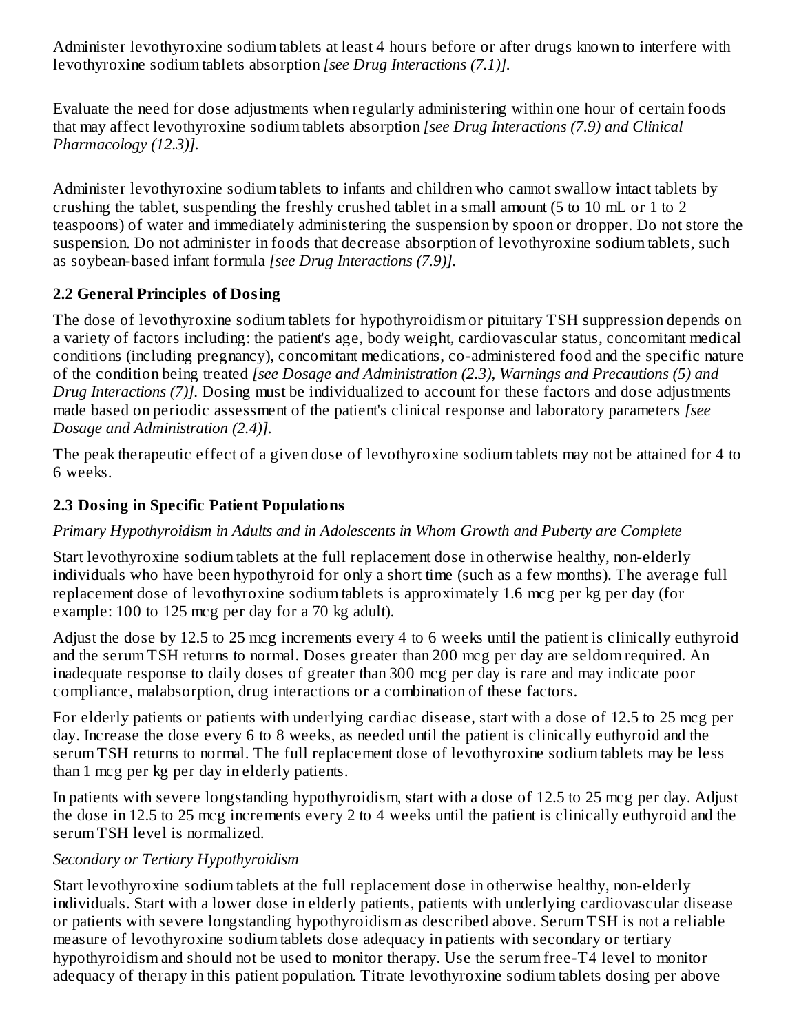Administer levothyroxine sodium tablets at least 4 hours before or after drugs known to interfere with levothyroxine sodium tablets absorption *[see Drug Interactions (7.1)].*

Evaluate the need for dose adjustments when regularly administering within one hour of certain foods that may affect levothyroxine sodium tablets absorption *[see Drug Interactions (7.9) and Clinical Pharmacology (12.3)].*

Administer levothyroxine sodium tablets to infants and children who cannot swallow intact tablets by crushing the tablet, suspending the freshly crushed tablet in a small amount (5 to 10 mL or 1 to 2 teaspoons) of water and immediately administering the suspension by spoon or dropper. Do not store the suspension. Do not administer in foods that decrease absorption of levothyroxine sodium tablets, such as soybean-based infant formula *[see Drug Interactions (7.9)].*

### 2.2 General Principles of Dosing

The dose of levothyroxine sodium tablets for hypothyroidism or pituitary TSH suppression depends on a variety of factors including: the patient's age, body weight, cardiovascular status, concomitant medical conditions (including pregnancy), concomitant medications, co-administered food and the specific nature of the condition being treated *[see Dosage and Administration (2.3), Warnings and Precautions (5) and Drug Interactions (7)].* Dosing must be individualized to account for these factors and dose adjustments made based on periodic assessment of the patient's clinical response and laboratory parameters *[see Dosage and Administration (2.4)].*

The peak therapeutic effect of a given dose of levothyroxine sodium tablets may not be attained for 4 to 6 weeks.

### 2.3 Dosing in Specific Patient Populations

*Primary Hypothyroidism in Adults and in Adolescents in Whom Growth and Puberty are Complete*

Start levothyroxine sodium tablets at the full replacement dose in otherwise healthy, non-elderly individuals who have been hypothyroid for only a short time (such as a few months). The average full replacement dose of levothyroxine sodium tablets is approximately 1.6 mcg per kg per day (for example: 100 to 125 mcg per day for a 70 kg adult).

Adjust the dose by 12.5 to 25 mcg increments every 4 to 6 weeks until the patient is clinically euthyroid and the serum TSH returns to normal. Doses greater than 200 mcg per day are seldom required. An inadequate response to daily doses of greater than 300 mcg per day is rare and may indicate poor compliance, malabsorption, drug interactions or a combination of these factors.

For elderly patients or patients with underlying cardiac disease, start with a dose of 12.5 to 25 mcg per day. Increase the dose every 6 to 8 weeks, as needed until the patient is clinically euthyroid and the serum TSH returns to normal. The full replacement dose of levothyroxine sodium tablets may be less than 1 mcg per kg per day in elderly patients.

In patients with severe longstanding hypothyroidism, start with a dose of 12.5 to 25 mcg per day. Adjust the dose in 12.5 to 25 mcg increments every 2 to 4 weeks until the patient is clinically euthyroid and the serum TSH level is normalized.

*Secondary or Tertiary Hypothyroidism*

Start levothyroxine sodium tablets at the full replacement dose in otherwise healthy, non-elderly individuals. Start with a lower dose in elderly patients, patients with underlying cardiovascular disease or patients with severe longstanding hypothyroidism as described above. Serum TSH is not a reliable measure of levothyroxine sodium tablets dose adequacy in patients with secondary or tertiary hypothyroidism and should not be used to monitor therapy. Use the serum free-T4 level to monitor adequacy of therapy in this patient population. Titrate levothyroxine sodium tablets dosing per above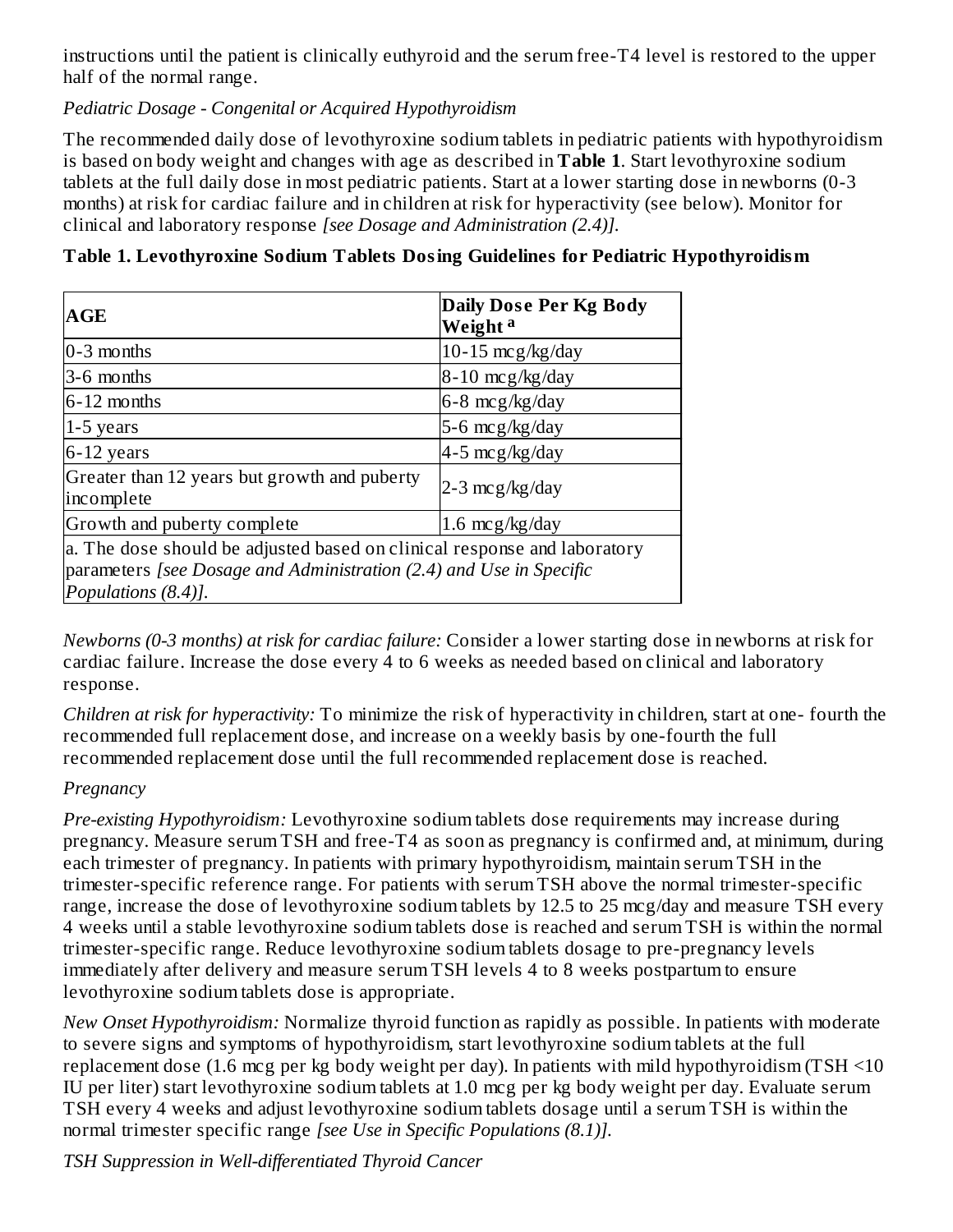instructions until the patient is clinically euthyroid and the serum free-T4 level is restored to the upper half of the normal range.

*Pediatric Dosage - Congenital or Acquired Hypothyroidism*

The recommended daily dose of levothyroxine sodium tablets in pediatric patients with hypothyroidism is based on body weight and changes with age as described in **Table 1**. Start levothyroxine sodium tablets at the full daily dose in most pediatric patients. Start at a lower starting dose in newborns (0-3 months) at risk for cardiac failure and in children at risk for hyperactivity (see below). Monitor for clinical and laboratory response *[see Dosage and Administration (2.4)].*

**Table 1. Levothyroxine Sodium Tablets Dosing Guidelines for Pediatric Hypothyroidism**

| AGE | Daily Dose Per Kg Body Weight [a] |
|---|---|
| 0-3 months | 10-15 mcg/kg/day |
| 3-6 months | 8-10 mcg/kg/day |
| 6-12 months | 6-8 mcg/kg/day |
| 1-5 years | 5-6 mcg/kg/day |
| 6-12 years | 4-5 mcg/kg/day |
| Greater than 12 years but growth and puberty incomplete | 2-3 mcg/kg/day |
| Growth and puberty complete | 1.6 mcg/kg/day |
| a. The dose should be adjusted based on clinical response and laboratory parameters *[see Dosage and Administration (2.4) and Use in Specific Populations (8.4)].* | |

*Newborns (0-3 months) at risk for cardiac failure:* Consider a lower starting dose in newborns at risk for cardiac failure. Increase the dose every 4 to 6 weeks as needed based on clinical and laboratory response.

*Children at risk for hyperactivity:* To minimize the risk of hyperactivity in children, start at one- fourth the recommended full replacement dose, and increase on a weekly basis by one-fourth the full recommended replacement dose until the full recommended replacement dose is reached.

*Pregnancy*

*Pre-existing Hypothyroidism:* Levothyroxine sodium tablets dose requirements may increase during pregnancy. Measure serum TSH and free-T4 as soon as pregnancy is confirmed and, at minimum, during each trimester of pregnancy. In patients with primary hypothyroidism, maintain serum TSH in the trimester-specific reference range. For patients with serum TSH above the normal trimester-specific range, increase the dose of levothyroxine sodium tablets by 12.5 to 25 mcg/day and measure TSH every 4 weeks until a stable levothyroxine sodium tablets dose is reached and serum TSH is within the normal trimester-specific range. Reduce levothyroxine sodium tablets dosage to pre-pregnancy levels immediately after delivery and measure serum TSH levels 4 to 8 weeks postpartum to ensure levothyroxine sodium tablets dose is appropriate.

*New Onset Hypothyroidism:* Normalize thyroid function as rapidly as possible. In patients with moderate to severe signs and symptoms of hypothyroidism, start levothyroxine sodium tablets at the full replacement dose (1.6 mcg per kg body weight per day). In patients with mild hypothyroidism (TSH <10 IU per liter) start levothyroxine sodium tablets at 1.0 mcg per kg body weight per day. Evaluate serum TSH every 4 weeks and adjust levothyroxine sodium tablets dosage until a serum TSH is within the normal trimester specific range *[see Use in Specific Populations (8.1)].*

*TSH Suppression in Well-differentiated Thyroid Cancer*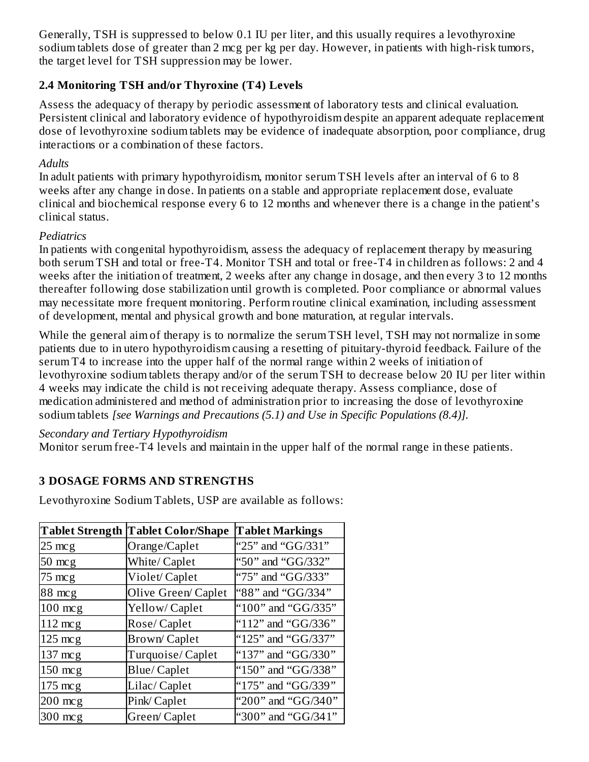Generally, TSH is suppressed to below 0.1 IU per liter, and this usually requires a levothyroxine sodium tablets dose of greater than 2 mcg per kg per day. However, in patients with high-risk tumors, the target level for TSH suppression may be lower.

## 2.4 Monitoring TSH and/or Thyroxine (T4) Levels

Assess the adequacy of therapy by periodic assessment of laboratory tests and clinical evaluation. Persistent clinical and laboratory evidence of hypothyroidism despite an apparent adequate replacement dose of levothyroxine sodium tablets may be evidence of inadequate absorption, poor compliance, drug interactions or a combination of these factors.

*Adults*

In adult patients with primary hypothyroidism, monitor serum TSH levels after an interval of 6 to 8 weeks after any change in dose. In patients on a stable and appropriate replacement dose, evaluate clinical and biochemical response every 6 to 12 months and whenever there is a change in the patient's clinical status.

*Pediatrics*

In patients with congenital hypothyroidism, assess the adequacy of replacement therapy by measuring both serum TSH and total or free-T4. Monitor TSH and total or free-T4 in children as follows: 2 and 4 weeks after the initiation of treatment, 2 weeks after any change in dosage, and then every 3 to 12 months thereafter following dose stabilization until growth is completed. Poor compliance or abnormal values may necessitate more frequent monitoring. Perform routine clinical examination, including assessment of development, mental and physical growth and bone maturation, at regular intervals.

While the general aim of therapy is to normalize the serum TSH level, TSH may not normalize in some patients due to in utero hypothyroidism causing a resetting of pituitary-thyroid feedback. Failure of the serum T4 to increase into the upper half of the normal range within 2 weeks of initiation of levothyroxine sodium tablets therapy and/or of the serum TSH to decrease below 20 IU per liter within 4 weeks may indicate the child is not receiving adequate therapy. Assess compliance, dose of medication administered and method of administration prior to increasing the dose of levothyroxine sodium tablets *[see Warnings and Precautions (5.1) and Use in Specific Populations (8.4)].*

*Secondary and Tertiary Hypothyroidism*

Monitor serum free-T4 levels and maintain in the upper half of the normal range in these patients.

# 3 DOSAGE FORMS AND STRENGTHS

Levothyroxine Sodium Tablets, USP are available as follows:

| Tablet Strength | Tablet Color/Shape | Tablet Markings |
|---|---|---|
| 25 mcg | Orange/Caplet | "25" and "GG/331" |
| 50 mcg | White/ Caplet | "50" and "GG/332" |
| 75 mcg | Violet/ Caplet | "75" and "GG/333" |
| 88 mcg | Olive Green/ Caplet | "88" and "GG/334" |
| 100 mcg | Yellow/ Caplet | "100" and "GG/335" |
| 112 mcg | Rose/ Caplet | "112" and "GG/336" |
| 125 mcg | Brown/ Caplet | "125" and "GG/337" |
| 137 mcg | Turquoise/ Caplet | "137" and "GG/330" |
| 150 mcg | Blue/ Caplet | "150" and "GG/338" |
| 175 mcg | Lilac/ Caplet | "175" and "GG/339" |
| 200 mcg | Pink/ Caplet | "200" and "GG/340" |
| 300 mcg | Green/ Caplet | "300" and "GG/341" |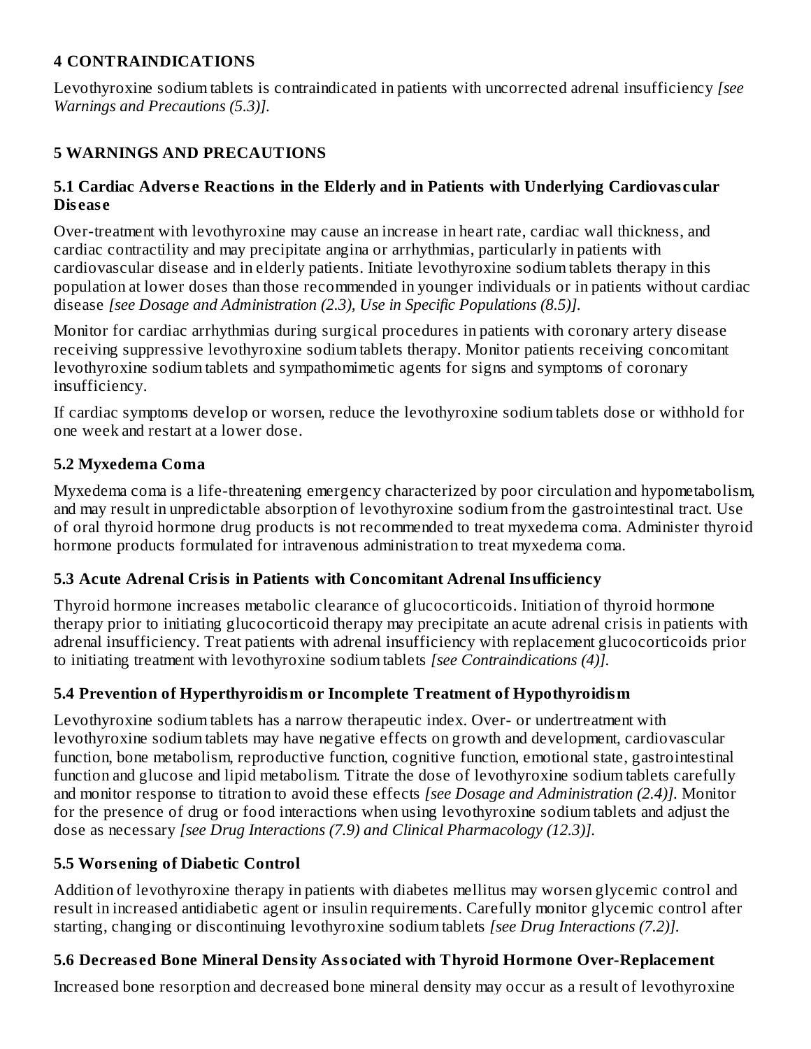## 4 CONTRAINDICATIONS

Levothyroxine sodium tablets is contraindicated in patients with uncorrected adrenal insufficiency *[see Warnings and Precautions (5.3)].*

## 5 WARNINGS AND PRECAUTIONS

### 5.1 Cardiac Adverse Reactions in the Elderly and in Patients with Underlying Cardiovascular Disease

Over-treatment with levothyroxine may cause an increase in heart rate, cardiac wall thickness, and cardiac contractility and may precipitate angina or arrhythmias, particularly in patients with cardiovascular disease and in elderly patients. Initiate levothyroxine sodium tablets therapy in this population at lower doses than those recommended in younger individuals or in patients without cardiac disease *[see Dosage and Administration (2.3), Use in Specific Populations (8.5)].*

Monitor for cardiac arrhythmias during surgical procedures in patients with coronary artery disease receiving suppressive levothyroxine sodium tablets therapy. Monitor patients receiving concomitant levothyroxine sodium tablets and sympathomimetic agents for signs and symptoms of coronary insufficiency.

If cardiac symptoms develop or worsen, reduce the levothyroxine sodium tablets dose or withhold for one week and restart at a lower dose.

### 5.2 Myxedema Coma

Myxedema coma is a life-threatening emergency characterized by poor circulation and hypometabolism, and may result in unpredictable absorption of levothyroxine sodium from the gastrointestinal tract. Use of oral thyroid hormone drug products is not recommended to treat myxedema coma. Administer thyroid hormone products formulated for intravenous administration to treat myxedema coma.

### 5.3 Acute Adrenal Crisis in Patients with Concomitant Adrenal Insufficiency

Thyroid hormone increases metabolic clearance of glucocorticoids. Initiation of thyroid hormone therapy prior to initiating glucocorticoid therapy may precipitate an acute adrenal crisis in patients with adrenal insufficiency. Treat patients with adrenal insufficiency with replacement glucocorticoids prior to initiating treatment with levothyroxine sodium tablets *[see Contraindications (4)].*

### 5.4 Prevention of Hyperthyroidism or Incomplete Treatment of Hypothyroidism

Levothyroxine sodium tablets has a narrow therapeutic index. Over- or undertreatment with levothyroxine sodium tablets may have negative effects on growth and development, cardiovascular function, bone metabolism, reproductive function, cognitive function, emotional state, gastrointestinal function and glucose and lipid metabolism. Titrate the dose of levothyroxine sodium tablets carefully and monitor response to titration to avoid these effects *[see Dosage and Administration (2.4)].* Monitor for the presence of drug or food interactions when using levothyroxine sodium tablets and adjust the dose as necessary *[see Drug Interactions (7.9) and Clinical Pharmacology (12.3)].*

### 5.5 Worsening of Diabetic Control

Addition of levothyroxine therapy in patients with diabetes mellitus may worsen glycemic control and result in increased antidiabetic agent or insulin requirements. Carefully monitor glycemic control after starting, changing or discontinuing levothyroxine sodium tablets *[see Drug Interactions (7.2)].*

### 5.6 Decreased Bone Mineral Density Associated with Thyroid Hormone Over-Replacement

Increased bone resorption and decreased bone mineral density may occur as a result of levothyroxine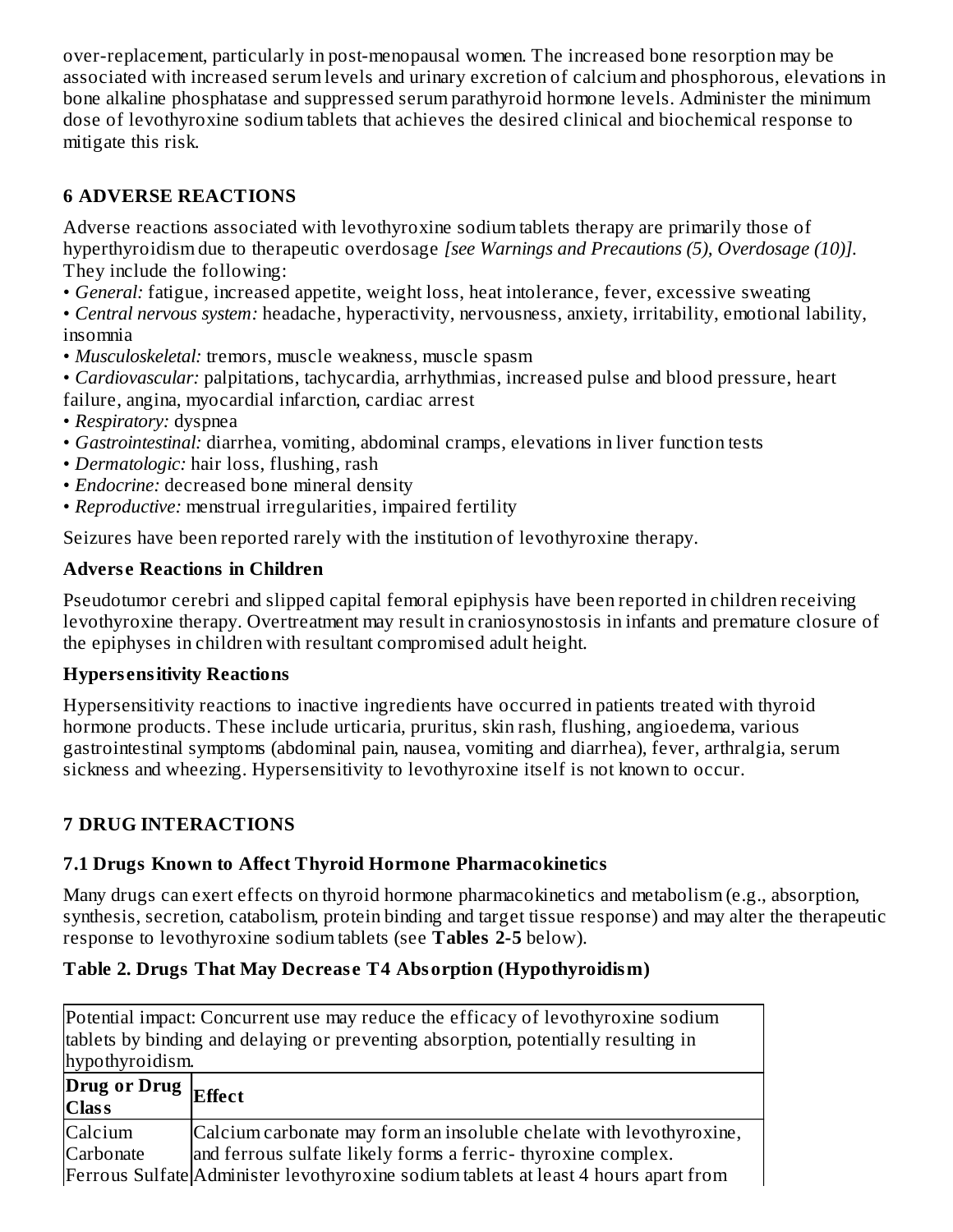over-replacement, particularly in post-menopausal women. The increased bone resorption may be associated with increased serum levels and urinary excretion of calcium and phosphorous, elevations in bone alkaline phosphatase and suppressed serum parathyroid hormone levels. Administer the minimum dose of levothyroxine sodium tablets that achieves the desired clinical and biochemical response to mitigate this risk.

## 6 ADVERSE REACTIONS

Adverse reactions associated with levothyroxine sodium tablets therapy are primarily those of hyperthyroidism due to therapeutic overdosage *[see Warnings and Precautions (5), Overdosage (10)]*. They include the following:

- *General:* fatigue, increased appetite, weight loss, heat intolerance, fever, excessive sweating
- *Central nervous system:* headache, hyperactivity, nervousness, anxiety, irritability, emotional lability, insomnia
- *Musculoskeletal:* tremors, muscle weakness, muscle spasm
- *Cardiovascular:* palpitations, tachycardia, arrhythmias, increased pulse and blood pressure, heart failure, angina, myocardial infarction, cardiac arrest
- *Respiratory:* dyspnea
- *Gastrointestinal:* diarrhea, vomiting, abdominal cramps, elevations in liver function tests
- *Dermatologic:* hair loss, flushing, rash
- *Endocrine:* decreased bone mineral density
- *Reproductive:* menstrual irregularities, impaired fertility

Seizures have been reported rarely with the institution of levothyroxine therapy.

### Adverse Reactions in Children

Pseudotumor cerebri and slipped capital femoral epiphysis have been reported in children receiving levothyroxine therapy. Overtreatment may result in craniosynostosis in infants and premature closure of the epiphyses in children with resultant compromised adult height.

### Hypersensitivity Reactions

Hypersensitivity reactions to inactive ingredients have occurred in patients treated with thyroid hormone products. These include urticaria, pruritus, skin rash, flushing, angioedema, various gastrointestinal symptoms (abdominal pain, nausea, vomiting and diarrhea), fever, arthralgia, serum sickness and wheezing. Hypersensitivity to levothyroxine itself is not known to occur.

## 7 DRUG INTERACTIONS

### 7.1 Drugs Known to Affect Thyroid Hormone Pharmacokinetics

Many drugs can exert effects on thyroid hormone pharmacokinetics and metabolism (e.g., absorption, synthesis, secretion, catabolism, protein binding and target tissue response) and may alter the therapeutic response to levothyroxine sodium tablets (see **Tables 2-5** below).

**Table 2. Drugs That May Decrease T4 Absorption (Hypothyroidism)**

| Potential impact: Concurrent use may reduce the efficacy of levothyroxine sodium tablets by binding and delaying or preventing absorption, potentially resulting in hypothyroidism. | |
|---|---|
| **Drug or Drug Class** | **Effect** |
| Calcium Carbonate<br>Ferrous Sulfate | Calcium carbonate may form an insoluble chelate with levothyroxine, and ferrous sulfate likely forms a ferric- thyroxine complex. Administer levothyroxine sodium tablets at least 4 hours apart from |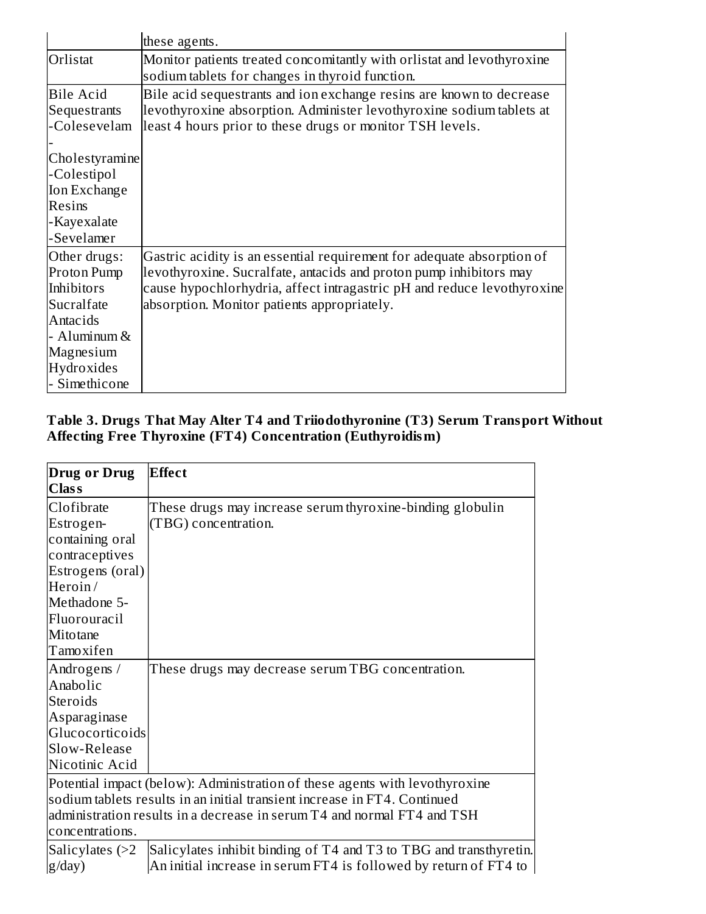| | these agents. |
|---|---|
| Orlistat | Monitor patients treated concomitantly with orlistat and levothyroxine sodium tablets for changes in thyroid function. |
| Bile Acid Sequestrants -Colesevelam -Cholestyramine -Colestipol Ion Exchange Resins -Kayexalate -Sevelamer | Bile acid sequestrants and ion exchange resins are known to decrease levothyroxine absorption. Administer levothyroxine sodium tablets at least 4 hours prior to these drugs or monitor TSH levels. |
| Other drugs: Proton Pump Inhibitors Sucralfate Antacids - Aluminum & Magnesium Hydroxides - Simethicone | Gastric acidity is an essential requirement for adequate absorption of levothyroxine. Sucralfate, antacids and proton pump inhibitors may cause hypochlorhydria, affect intragastric pH and reduce levothyroxine absorption. Monitor patients appropriately. |

**Table 3. Drugs That May Alter T4 and Triiodothyronine (T3) Serum Transport Without Affecting Free Thyroxine (FT4) Concentration (Euthyroidism)**

| Drug or Drug Class | Effect |
|---|---|
| Clofibrate Estrogen-containing oral contraceptives Estrogens (oral) Heroin / Methadone 5-Fluorouracil Mitotane Tamoxifen | These drugs may increase serum thyroxine-binding globulin (TBG) concentration. |
| Androgens / Anabolic Steroids Asparaginase Glucocorticoids Slow-Release Nicotinic Acid | These drugs may decrease serum TBG concentration. |
| Potential impact (below): Administration of these agents with levothyroxine sodium tablets results in an initial transient increase in FT4. Continued administration results in a decrease in serum T4 and normal FT4 and TSH concentrations. | |
| Salicylates (>2 g/day) | Salicylates inhibit binding of T4 and T3 to TBG and transthyretin. An initial increase in serum FT4 is followed by return of FT4 to |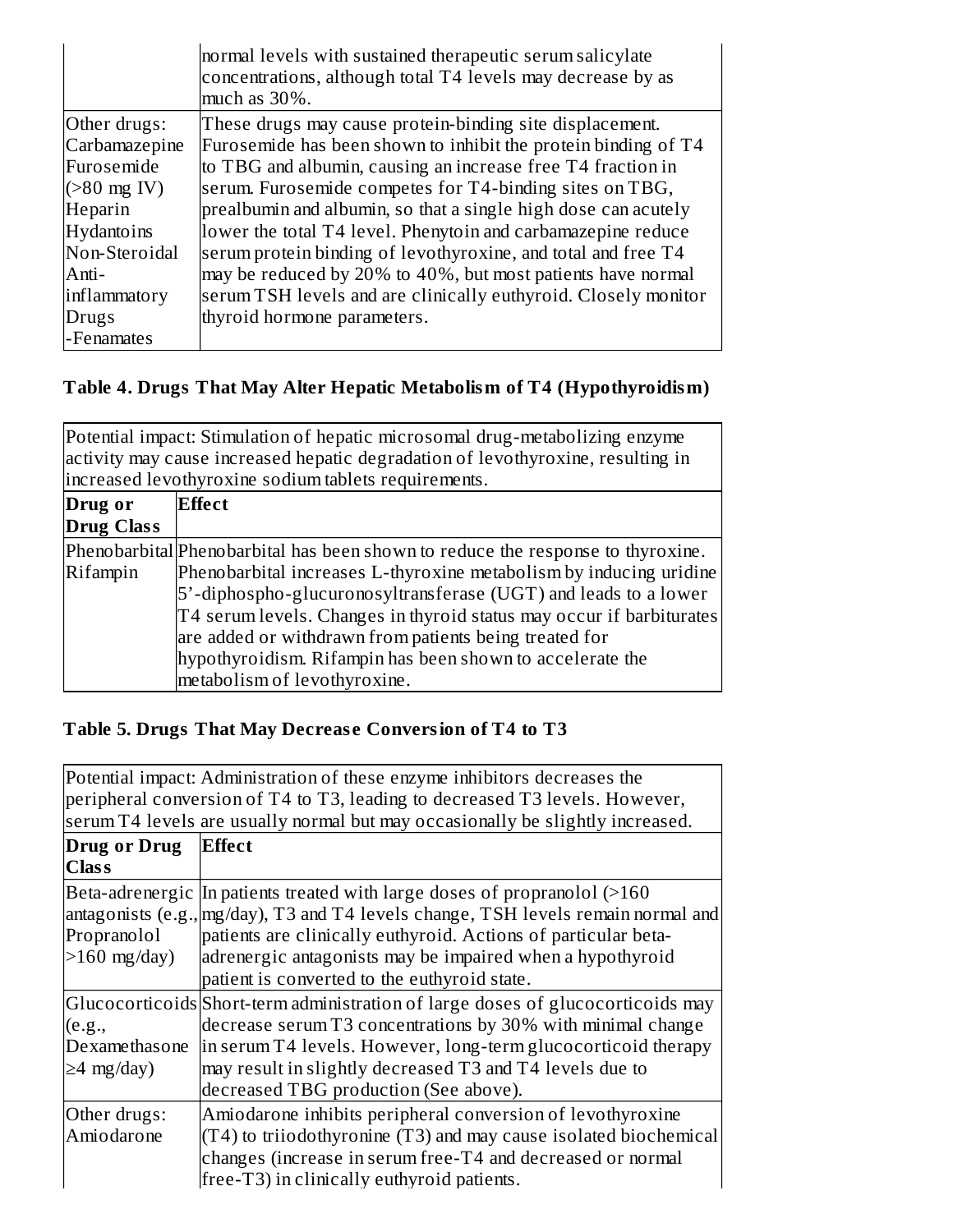| | |
|---|---|
| | normal levels with sustained therapeutic serum salicylate concentrations, although total T4 levels may decrease by as much as 30%. |
| Other drugs: Carbamazepine Furosemide (>80 mg IV) Heparin Hydantoins Non-Steroidal Anti-inflammatory Drugs -Fenamates | These drugs may cause protein-binding site displacement. Furosemide has been shown to inhibit the protein binding of T4 to TBG and albumin, causing an increase free T4 fraction in serum. Furosemide competes for T4-binding sites on TBG, prealbumin and albumin, so that a single high dose can acutely lower the total T4 level. Phenytoin and carbamazepine reduce serum protein binding of levothyroxine, and total and free T4 may be reduced by 20% to 40%, but most patients have normal serum TSH levels and are clinically euthyroid. Closely monitor thyroid hormone parameters. |

### Table 4. Drugs That May Alter Hepatic Metabolism of T4 (Hypothyroidism)

| Potential impact: Stimulation of hepatic microsomal drug-metabolizing enzyme activity may cause increased hepatic degradation of levothyroxine, resulting in increased levothyroxine sodium tablets requirements. | |
|---|---|
| **Drug or Drug Class** | **Effect** |
| Phenobarbital Rifampin | Phenobarbital has been shown to reduce the response to thyroxine. Phenobarbital increases L-thyroxine metabolism by inducing uridine 5'-diphospho-glucuronosyltransferase (UGT) and leads to a lower T4 serum levels. Changes in thyroid status may occur if barbiturates are added or withdrawn from patients being treated for hypothyroidism. Rifampin has been shown to accelerate the metabolism of levothyroxine. |

### Table 5. Drugs That May Decrease Conversion of T4 to T3

| Potential impact: Administration of these enzyme inhibitors decreases the peripheral conversion of T4 to T3, leading to decreased T3 levels. However, serum T4 levels are usually normal but may occasionally be slightly increased. | |
|---|---|
| **Drug or Drug Class** | **Effect** |
| Beta-adrenergic antagonists (e.g., Propranolol >160 mg/day) | In patients treated with large doses of propranolol (>160 mg/day), T3 and T4 levels change, TSH levels remain normal and patients are clinically euthyroid. Actions of particular beta-adrenergic antagonists may be impaired when a hypothyroid patient is converted to the euthyroid state. |
| Glucocorticoids (e.g., Dexamethasone ≥4 mg/day) | Short-term administration of large doses of glucocorticoids may decrease serum T3 concentrations by 30% with minimal change in serum T4 levels. However, long-term glucocorticoid therapy may result in slightly decreased T3 and T4 levels due to decreased TBG production (See above). |
| Other drugs: Amiodarone | Amiodarone inhibits peripheral conversion of levothyroxine (T4) to triiodothyronine (T3) and may cause isolated biochemical changes (increase in serum free-T4 and decreased or normal free-T3) in clinically euthyroid patients. |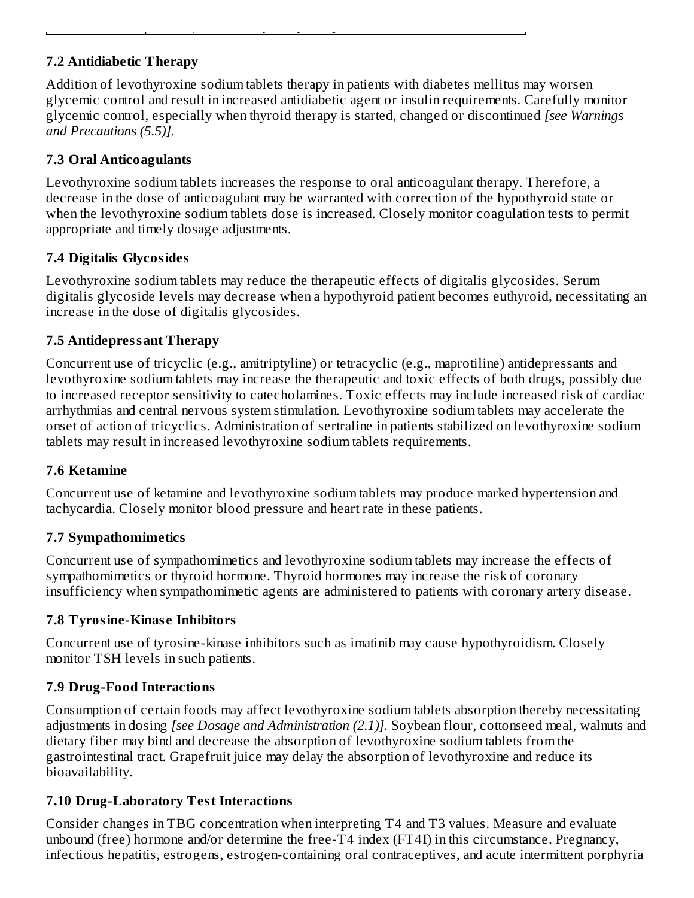### 7.2 Antidiabetic Therapy

Addition of levothyroxine sodium tablets therapy in patients with diabetes mellitus may worsen glycemic control and result in increased antidiabetic agent or insulin requirements. Carefully monitor glycemic control, especially when thyroid therapy is started, changed or discontinued *[see Warnings and Precautions (5.5)]*.

### 7.3 Oral Anticoagulants

Levothyroxine sodium tablets increases the response to oral anticoagulant therapy. Therefore, a decrease in the dose of anticoagulant may be warranted with correction of the hypothyroid state or when the levothyroxine sodium tablets dose is increased. Closely monitor coagulation tests to permit appropriate and timely dosage adjustments.

### 7.4 Digitalis Glycosides

Levothyroxine sodium tablets may reduce the therapeutic effects of digitalis glycosides. Serum digitalis glycoside levels may decrease when a hypothyroid patient becomes euthyroid, necessitating an increase in the dose of digitalis glycosides.

### 7.5 Antidepressant Therapy

Concurrent use of tricyclic (e.g., amitriptyline) or tetracyclic (e.g., maprotiline) antidepressants and levothyroxine sodium tablets may increase the therapeutic and toxic effects of both drugs, possibly due to increased receptor sensitivity to catecholamines. Toxic effects may include increased risk of cardiac arrhythmias and central nervous system stimulation. Levothyroxine sodium tablets may accelerate the onset of action of tricyclics. Administration of sertraline in patients stabilized on levothyroxine sodium tablets may result in increased levothyroxine sodium tablets requirements.

### 7.6 Ketamine

Concurrent use of ketamine and levothyroxine sodium tablets may produce marked hypertension and tachycardia. Closely monitor blood pressure and heart rate in these patients.

### 7.7 Sympathomimetics

Concurrent use of sympathomimetics and levothyroxine sodium tablets may increase the effects of sympathomimetics or thyroid hormone. Thyroid hormones may increase the risk of coronary insufficiency when sympathomimetic agents are administered to patients with coronary artery disease.

### 7.8 Tyrosine-Kinase Inhibitors

Concurrent use of tyrosine-kinase inhibitors such as imatinib may cause hypothyroidism. Closely monitor TSH levels in such patients.

### 7.9 Drug-Food Interactions

Consumption of certain foods may affect levothyroxine sodium tablets absorption thereby necessitating adjustments in dosing *[see Dosage and Administration (2.1)]*. Soybean flour, cottonseed meal, walnuts and dietary fiber may bind and decrease the absorption of levothyroxine sodium tablets from the gastrointestinal tract. Grapefruit juice may delay the absorption of levothyroxine and reduce its bioavailability.

### 7.10 Drug-Laboratory Test Interactions

Consider changes in TBG concentration when interpreting T4 and T3 values. Measure and evaluate unbound (free) hormone and/or determine the free-T4 index (FT4I) in this circumstance. Pregnancy, infectious hepatitis, estrogens, estrogen-containing oral contraceptives, and acute intermittent porphyria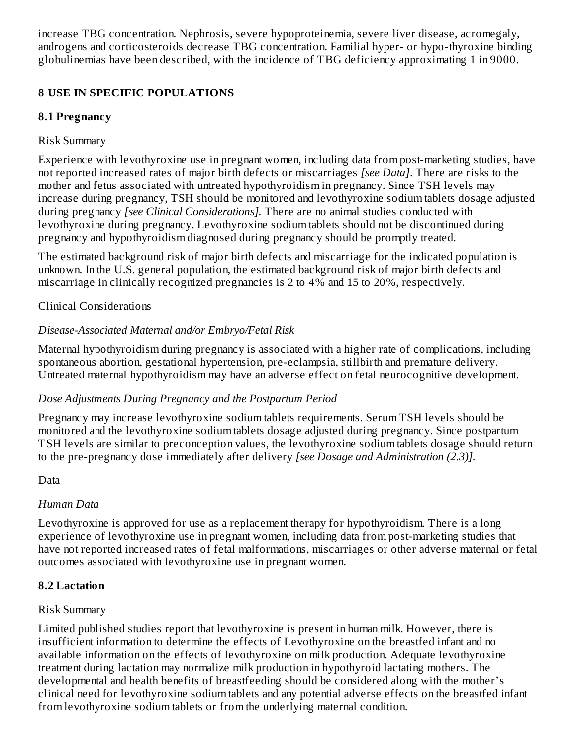increase TBG concentration. Nephrosis, severe hypoproteinemia, severe liver disease, acromegaly, androgens and corticosteroids decrease TBG concentration. Familial hyper- or hypo-thyroxine binding globulinemias have been described, with the incidence of TBG deficiency approximating 1 in 9000.

## 8 USE IN SPECIFIC POPULATIONS

### 8.1 Pregnancy

Risk Summary

Experience with levothyroxine use in pregnant women, including data from post-marketing studies, have not reported increased rates of major birth defects or miscarriages *[see Data]*. There are risks to the mother and fetus associated with untreated hypothyroidism in pregnancy. Since TSH levels may increase during pregnancy, TSH should be monitored and levothyroxine sodium tablets dosage adjusted during pregnancy *[see Clinical Considerations]*. There are no animal studies conducted with levothyroxine during pregnancy. Levothyroxine sodium tablets should not be discontinued during pregnancy and hypothyroidism diagnosed during pregnancy should be promptly treated.

The estimated background risk of major birth defects and miscarriage for the indicated population is unknown. In the U.S. general population, the estimated background risk of major birth defects and miscarriage in clinically recognized pregnancies is 2 to 4% and 15 to 20%, respectively.

Clinical Considerations

*Disease-Associated Maternal and/or Embryo/Fetal Risk*

Maternal hypothyroidism during pregnancy is associated with a higher rate of complications, including spontaneous abortion, gestational hypertension, pre-eclampsia, stillbirth and premature delivery. Untreated maternal hypothyroidism may have an adverse effect on fetal neurocognitive development.

*Dose Adjustments During Pregnancy and the Postpartum Period*

Pregnancy may increase levothyroxine sodium tablets requirements. Serum TSH levels should be monitored and the levothyroxine sodium tablets dosage adjusted during pregnancy. Since postpartum TSH levels are similar to preconception values, the levothyroxine sodium tablets dosage should return to the pre-pregnancy dose immediately after delivery *[see Dosage and Administration (2.3)]*.

Data

*Human Data*

Levothyroxine is approved for use as a replacement therapy for hypothyroidism. There is a long experience of levothyroxine use in pregnant women, including data from post-marketing studies that have not reported increased rates of fetal malformations, miscarriages or other adverse maternal or fetal outcomes associated with levothyroxine use in pregnant women.

### 8.2 Lactation

Risk Summary

Limited published studies report that levothyroxine is present in human milk. However, there is insufficient information to determine the effects of Levothyroxine on the breastfed infant and no available information on the effects of levothyroxine on milk production. Adequate levothyroxine treatment during lactation may normalize milk production in hypothyroid lactating mothers. The developmental and health benefits of breastfeeding should be considered along with the mother's clinical need for levothyroxine sodium tablets and any potential adverse effects on the breastfed infant from levothyroxine sodium tablets or from the underlying maternal condition.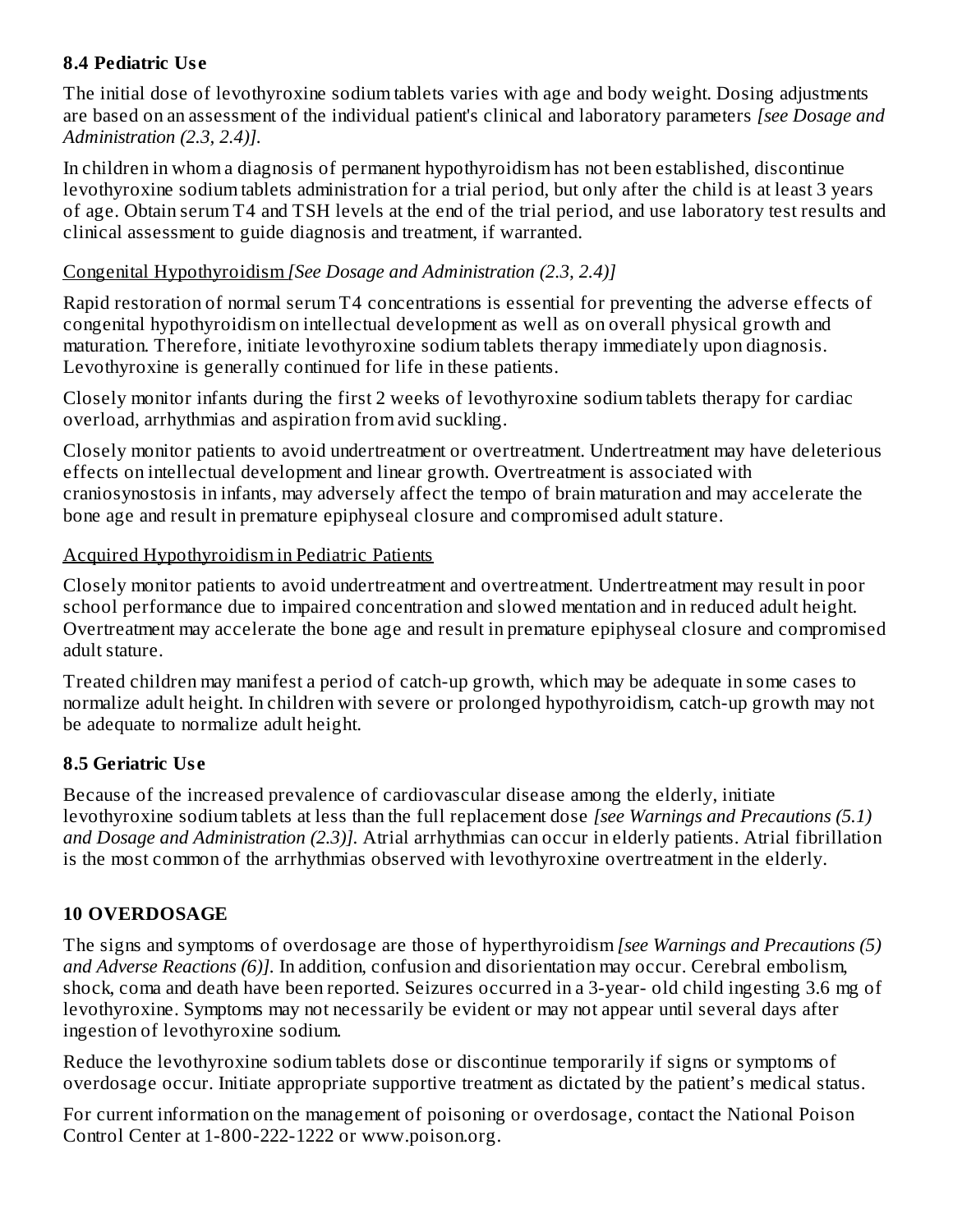### 8.4 Pediatric Use

The initial dose of levothyroxine sodium tablets varies with age and body weight. Dosing adjustments are based on an assessment of the individual patient's clinical and laboratory parameters *[see Dosage and Administration (2.3, 2.4)].*

In children in whom a diagnosis of permanent hypothyroidism has not been established, discontinue levothyroxine sodium tablets administration for a trial period, but only after the child is at least 3 years of age. Obtain serum T4 and TSH levels at the end of the trial period, and use laboratory test results and clinical assessment to guide diagnosis and treatment, if warranted.

Congenital Hypothyroidism *[See Dosage and Administration (2.3, 2.4)]*

Rapid restoration of normal serum T4 concentrations is essential for preventing the adverse effects of congenital hypothyroidism on intellectual development as well as on overall physical growth and maturation. Therefore, initiate levothyroxine sodium tablets therapy immediately upon diagnosis. Levothyroxine is generally continued for life in these patients.

Closely monitor infants during the first 2 weeks of levothyroxine sodium tablets therapy for cardiac overload, arrhythmias and aspiration from avid suckling.

Closely monitor patients to avoid undertreatment or overtreatment. Undertreatment may have deleterious effects on intellectual development and linear growth. Overtreatment is associated with craniosynostosis in infants, may adversely affect the tempo of brain maturation and may accelerate the bone age and result in premature epiphyseal closure and compromised adult stature.

Acquired Hypothyroidism in Pediatric Patients

Closely monitor patients to avoid undertreatment and overtreatment. Undertreatment may result in poor school performance due to impaired concentration and slowed mentation and in reduced adult height. Overtreatment may accelerate the bone age and result in premature epiphyseal closure and compromised adult stature.

Treated children may manifest a period of catch-up growth, which may be adequate in some cases to normalize adult height. In children with severe or prolonged hypothyroidism, catch-up growth may not be adequate to normalize adult height.

### 8.5 Geriatric Use

Because of the increased prevalence of cardiovascular disease among the elderly, initiate levothyroxine sodium tablets at less than the full replacement dose *[see Warnings and Precautions (5.1) and Dosage and Administration (2.3)].* Atrial arrhythmias can occur in elderly patients. Atrial fibrillation is the most common of the arrhythmias observed with levothyroxine overtreatment in the elderly.

## 10 OVERDOSAGE

The signs and symptoms of overdosage are those of hyperthyroidism *[see Warnings and Precautions (5) and Adverse Reactions (6)].* In addition, confusion and disorientation may occur. Cerebral embolism, shock, coma and death have been reported. Seizures occurred in a 3-year- old child ingesting 3.6 mg of levothyroxine. Symptoms may not necessarily be evident or may not appear until several days after ingestion of levothyroxine sodium.

Reduce the levothyroxine sodium tablets dose or discontinue temporarily if signs or symptoms of overdosage occur. Initiate appropriate supportive treatment as dictated by the patient's medical status.

For current information on the management of poisoning or overdosage, contact the National Poison Control Center at 1-800-222-1222 or www.poison.org.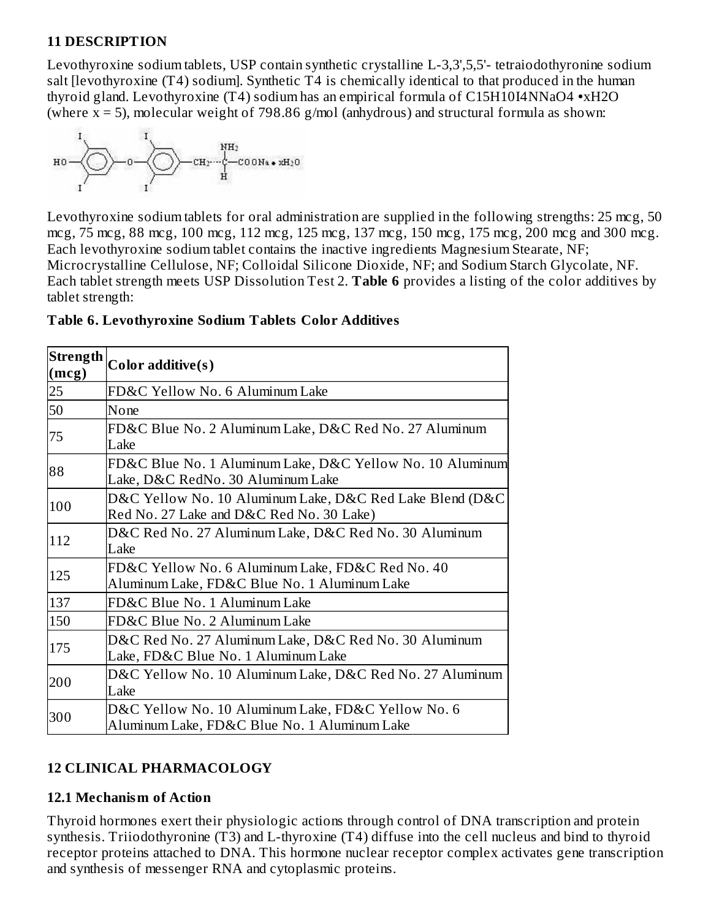## 11 DESCRIPTION

Levothyroxine sodium tablets, USP contain synthetic crystalline L-3,3',5,5'- tetraiodothyronine sodium salt [levothyroxine (T4) sodium]. Synthetic T4 is chemically identical to that produced in the human thyroid gland. Levothyroxine (T4) sodium has an empirical formula of $C_{15}H_{10}I_4NNaO_4 \cdot xH_2O$ (where x = 5), molecular weight of 798.86 g/mol (anhydrous) and structural formula as shown:

Levothyroxine sodium tablets for oral administration are supplied in the following strengths: 25 mcg, 50 mcg, 75 mcg, 88 mcg, 100 mcg, 112 mcg, 125 mcg, 137 mcg, 150 mcg, 175 mcg, 200 mcg and 300 mcg. Each levothyroxine sodium tablet contains the inactive ingredients Magnesium Stearate, NF; Microcrystalline Cellulose, NF; Colloidal Silicone Dioxide, NF; and Sodium Starch Glycolate, NF. Each tablet strength meets USP Dissolution Test 2. **Table 6** provides a listing of the color additives by tablet strength:

**Table 6. Levothyroxine Sodium Tablets Color Additives**

| Strength (mcg) | Color additive(s) |
|---|---|
| 25 | FD&C Yellow No. 6 Aluminum Lake |
| 50 | None |
| 75 | FD&C Blue No. 2 Aluminum Lake, D&C Red No. 27 Aluminum Lake |
| 88 | FD&C Blue No. 1 Aluminum Lake, D&C Yellow No. 10 Aluminum Lake, D&C RedNo. 30 Aluminum Lake |
| 100 | D&C Yellow No. 10 Aluminum Lake, D&C Red Lake Blend (D&C Red No. 27 Lake and D&C Red No. 30 Lake) |
| 112 | D&C Red No. 27 Aluminum Lake, D&C Red No. 30 Aluminum Lake |
| 125 | FD&C Yellow No. 6 Aluminum Lake, FD&C Red No. 40 Aluminum Lake, FD&C Blue No. 1 Aluminum Lake |
| 137 | FD&C Blue No. 1 Aluminum Lake |
| 150 | FD&C Blue No. 2 Aluminum Lake |
| 175 | D&C Red No. 27 Aluminum Lake, D&C Red No. 30 Aluminum Lake, FD&C Blue No. 1 Aluminum Lake |
| 200 | D&C Yellow No. 10 Aluminum Lake, D&C Red No. 27 Aluminum Lake |
| 300 | D&C Yellow No. 10 Aluminum Lake, FD&C Yellow No. 6 Aluminum Lake, FD&C Blue No. 1 Aluminum Lake |

## 12 CLINICAL PHARMACOLOGY

### 12.1 Mechanism of Action

Thyroid hormones exert their physiologic actions through control of DNA transcription and protein synthesis. Triiodothyronine (T3) and L-thyroxine (T4) diffuse into the cell nucleus and bind to thyroid receptor proteins attached to DNA. This hormone nuclear receptor complex activates gene transcription and synthesis of messenger RNA and cytoplasmic proteins.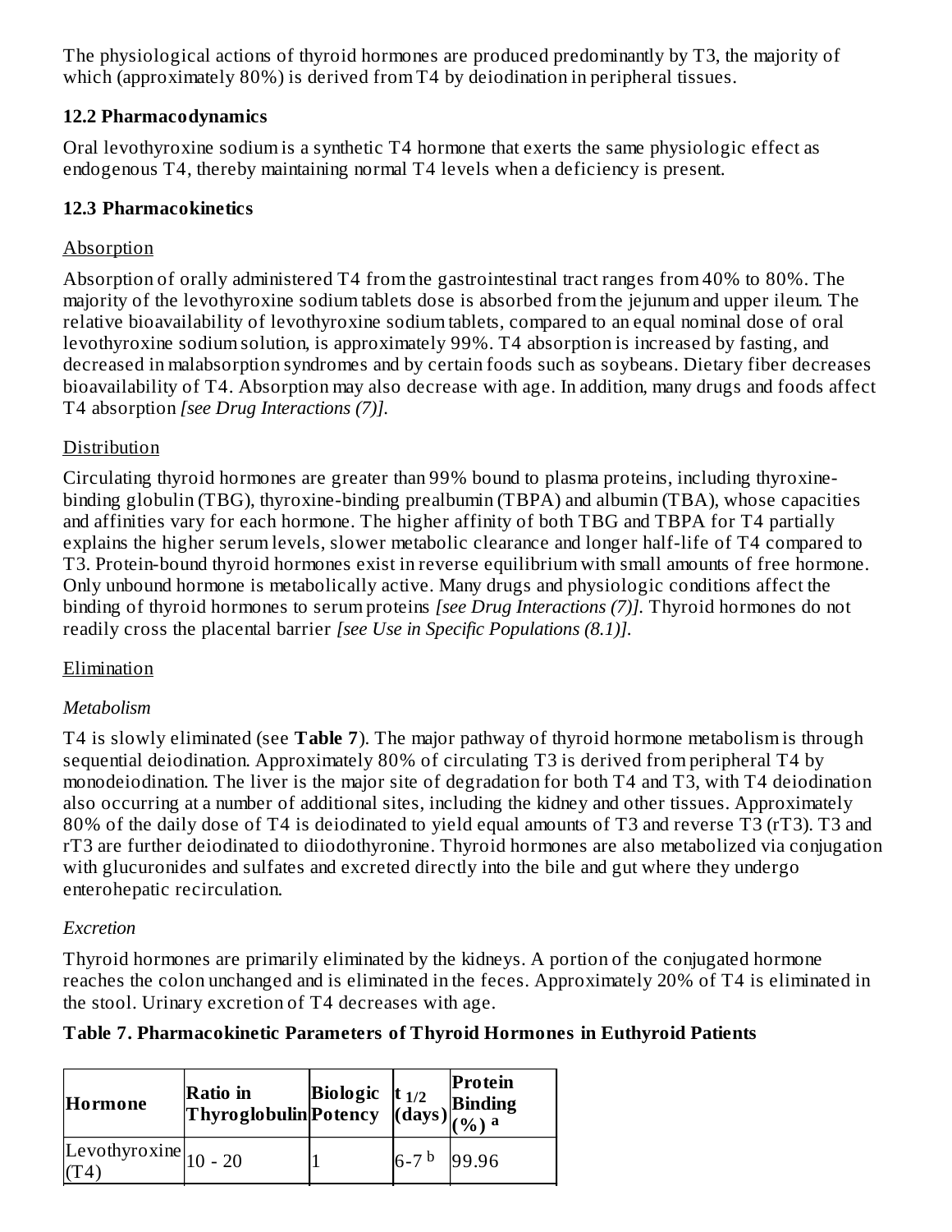The physiological actions of thyroid hormones are produced predominantly by T3, the majority of which (approximately 80%) is derived from T4 by deiodination in peripheral tissues.

### 12.2 Pharmacodynamics

Oral levothyroxine sodium is a synthetic T4 hormone that exerts the same physiologic effect as endogenous T4, thereby maintaining normal T4 levels when a deficiency is present.

### 12.3 Pharmacokinetics

Absorption

Absorption of orally administered T4 from the gastrointestinal tract ranges from 40% to 80%. The majority of the levothyroxine sodium tablets dose is absorbed from the jejunum and upper ileum. The relative bioavailability of levothyroxine sodium tablets, compared to an equal nominal dose of oral levothyroxine sodium solution, is approximately 99%. T4 absorption is increased by fasting, and decreased in malabsorption syndromes and by certain foods such as soybeans. Dietary fiber decreases bioavailability of T4. Absorption may also decrease with age. In addition, many drugs and foods affect T4 absorption *[see Drug Interactions (7)]*.

Distribution

Circulating thyroid hormones are greater than 99% bound to plasma proteins, including thyroxine-binding globulin (TBG), thyroxine-binding prealbumin (TBPA) and albumin (TBA), whose capacities and affinities vary for each hormone. The higher affinity of both TBG and TBPA for T4 partially explains the higher serum levels, slower metabolic clearance and longer half-life of T4 compared to T3. Protein-bound thyroid hormones exist in reverse equilibrium with small amounts of free hormone. Only unbound hormone is metabolically active. Many drugs and physiologic conditions affect the binding of thyroid hormones to serum proteins *[see Drug Interactions (7)]*. Thyroid hormones do not readily cross the placental barrier *[see Use in Specific Populations (8.1)]*.

Elimination

*Metabolism*

T4 is slowly eliminated (see **Table 7**). The major pathway of thyroid hormone metabolism is through sequential deiodination. Approximately 80% of circulating T3 is derived from peripheral T4 by monodeiodination. The liver is the major site of degradation for both T4 and T3, with T4 deiodination also occurring at a number of additional sites, including the kidney and other tissues. Approximately 80% of the daily dose of T4 is deiodinated to yield equal amounts of T3 and reverse T3 (rT3). T3 and rT3 are further deiodinated to diiodothyronine. Thyroid hormones are also metabolized via conjugation with glucuronides and sulfates and excreted directly into the bile and gut where they undergo enterohepatic recirculation.

*Excretion*

Thyroid hormones are primarily eliminated by the kidneys. A portion of the conjugated hormone reaches the colon unchanged and is eliminated in the feces. Approximately 20% of T4 is eliminated in the stool. Urinary excretion of T4 decreases with age.

**Table 7. Pharmacokinetic Parameters of Thyroid Hormones in Euthyroid Patients**

| Hormone | Ratio in Thyroglobulin | Biologic Potency | $t_{1/2}$ (days) | Protein Binding (%) [a] |
|---|---|---|---|---|
| Levothyroxine (T4) | 10 - 20 | 1 | 6-7 [b] | 99.96 |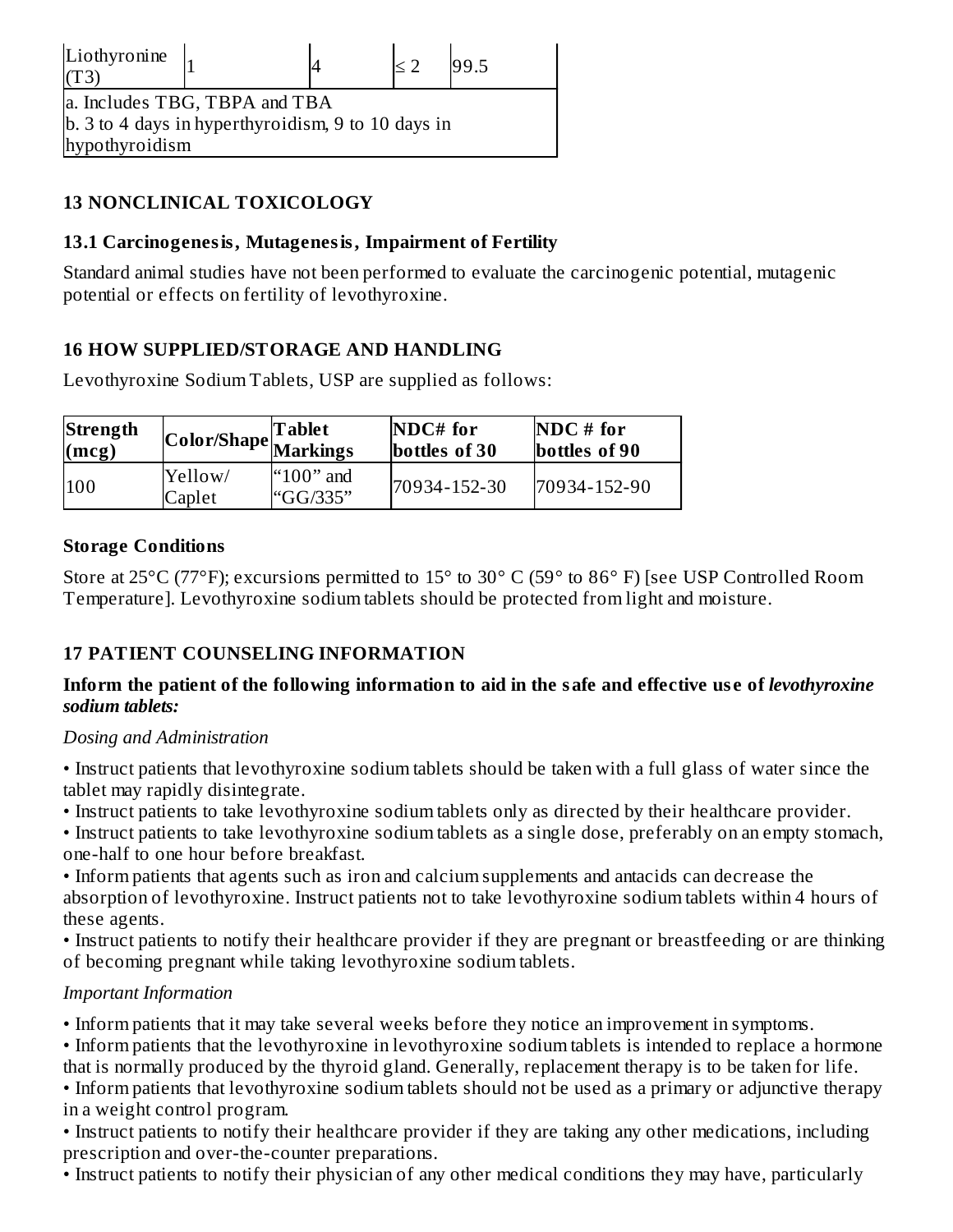| Liothyronine (T3) | 1 | 4 | ≤ 2 | 99.5 |
| --- | --- | --- | --- | --- |
| a. Includes TBG, TBPA and TBA<br>b. 3 to 4 days in hyperthyroidism, 9 to 10 days in hypothyroidism | | | | |

## 13 NONCLINICAL TOXICOLOGY

### 13.1 Carcinogenesis, Mutagenesis, Impairment of Fertility

Standard animal studies have not been performed to evaluate the carcinogenic potential, mutagenic potential or effects on fertility of levothyroxine.

## 16 HOW SUPPLIED/STORAGE AND HANDLING

Levothyroxine Sodium Tablets, USP are supplied as follows:

| Strength (mcg) | Color/Shape | Tablet Markings | NDC# for bottles of 30 | NDC # for bottles of 90 |
| --- | --- | --- | --- | --- |
| 100 | Yellow/ Caplet | “100” and “GG/335” | 70934-152-30 | 70934-152-90 |

### Storage Conditions

Store at 25°C (77°F); excursions permitted to 15° to 30° C (59° to 86° F) [see USP Controlled Room Temperature]. Levothyroxine sodium tablets should be protected from light and moisture.

## 17 PATIENT COUNSELING INFORMATION

**Inform the patient of the following information to aid in the safe and effective use of *levothyroxine sodium tablets:***

*Dosing and Administration*

- Instruct patients that levothyroxine sodium tablets should be taken with a full glass of water since the tablet may rapidly disintegrate.
- Instruct patients to take levothyroxine sodium tablets only as directed by their healthcare provider.
- Instruct patients to take levothyroxine sodium tablets as a single dose, preferably on an empty stomach, one-half to one hour before breakfast.
- Inform patients that agents such as iron and calcium supplements and antacids can decrease the absorption of levothyroxine. Instruct patients not to take levothyroxine sodium tablets within 4 hours of these agents.
- Instruct patients to notify their healthcare provider if they are pregnant or breastfeeding or are thinking of becoming pregnant while taking levothyroxine sodium tablets.

*Important Information*

- Inform patients that it may take several weeks before they notice an improvement in symptoms.
- Inform patients that the levothyroxine in levothyroxine sodium tablets is intended to replace a hormone that is normally produced by the thyroid gland. Generally, replacement therapy is to be taken for life.
- Inform patients that levothyroxine sodium tablets should not be used as a primary or adjunctive therapy in a weight control program.
- Instruct patients to notify their healthcare provider if they are taking any other medications, including prescription and over-the-counter preparations.
- Instruct patients to notify their physician of any other medical conditions they may have, particularly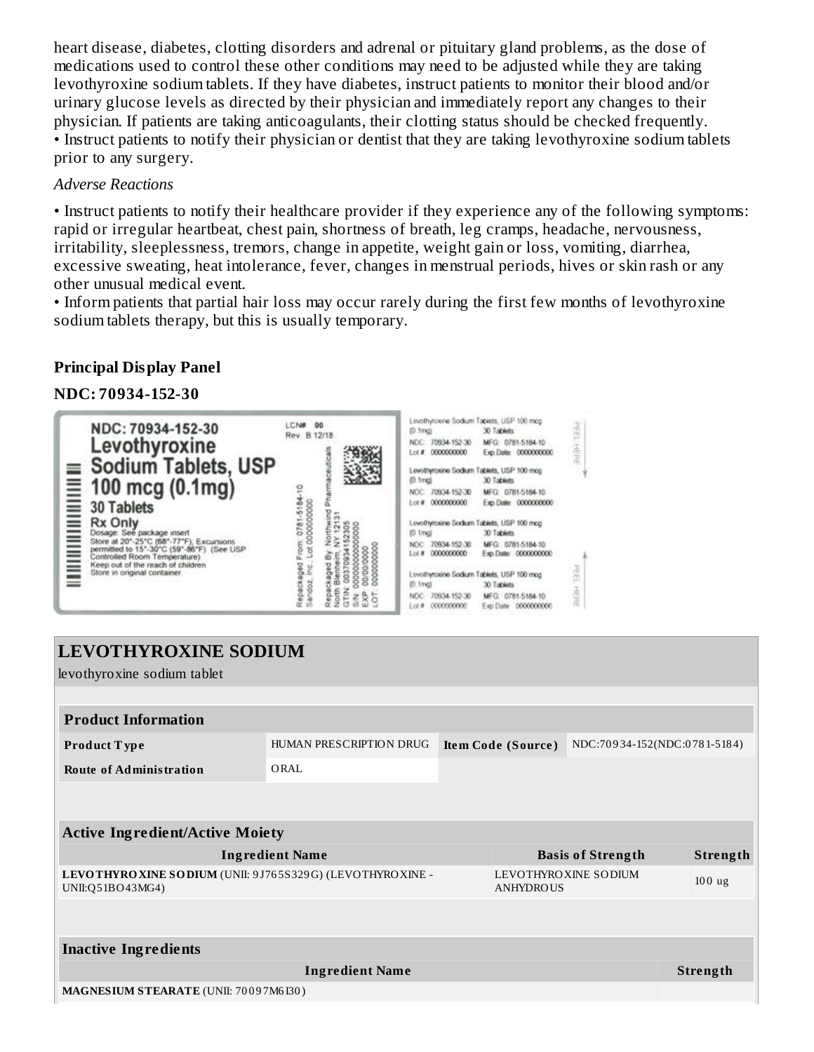heart disease, diabetes, clotting disorders and adrenal or pituitary gland problems, as the dose of medications used to control these other conditions may need to be adjusted while they are taking levothyroxine sodium tablets. If they have diabetes, instruct patients to monitor their blood and/or urinary glucose levels as directed by their physician and immediately report any changes to their physician. If patients are taking anticoagulants, their clotting status should be checked frequently.

• Instruct patients to notify their physician or dentist that they are taking levothyroxine sodium tablets prior to any surgery.

*Adverse Reactions*

• Instruct patients to notify their healthcare provider if they experience any of the following symptoms: rapid or irregular heartbeat, chest pain, shortness of breath, leg cramps, headache, nervousness, irritability, sleeplessness, tremors, change in appetite, weight gain or loss, vomiting, diarrhea, excessive sweating, heat intolerance, fever, changes in menstrual periods, hives or skin rash or any other unusual medical event.

• Inform patients that partial hair loss may occur rarely during the first few months of levothyroxine sodium tablets therapy, but this is usually temporary.

**Principal Display Panel**

**NDC: 70934-152-30**

NDC: 70934-152-30
Levothyroxine Sodium Tablets, USP
100 mcg (0.1mg)
30 Tablets
Rx Only
Dosage: See package insert
Store at 20°-25°C (68°-77°F); Excursions permitted to 15°-30°C (59°-86°F) (See USP Controlled Room Temperature)
Keep out of the reach of children
Store in original container

LCN# 00
Rev. B 12/18

Repackaged From: 0781-5184-10
Sandoz, Inc., Lot 0000000000

Repackaged By: Northwind Pharmaceuticals
North Blenheim, NY 12131
GTIN: 00370934152305
SN: 0000000000000
EXP: 00/00/0000
LOT: 0000000000

Levothyroxine Sodium Tablets, USP 100 mcg (0.1mg) 30 Tablets
NDC: 70934-152-30 MFG: 0781-5184-10
Lot # 0000000000 Exp Date: 0000000000

PEEL HERE

# LEVOTHYROXINE SODIUM

levothyroxine sodium tablet

| **Product Information** | | | |
|---|---|---|---|
| **Product Type** | HUMAN PRESCRIPTION DRUG | **Item Code (Source)** | NDC:70934-152(NDC:0781-5184) |
| **Route of Administration** | ORAL | | |

| **Active Ingredient/Active Moiety** | | |
|---|---|---|
| **Ingredient Name** | **Basis of Strength** | **Strength** |
| **LEVOTHYROXINE SODIUM** (UNII: 9J765S329G) (LEVOTHYROXINE - UNII:Q51BO43MG4) | LEVOTHYROXINE SODIUM ANHYDROUS | 100 ug |

| **Inactive Ingredients** | |
|---|---|
| **Ingredient Name** | **Strength** |
| **MAGNESIUM STEARATE** (UNII: 70097M6I30) | |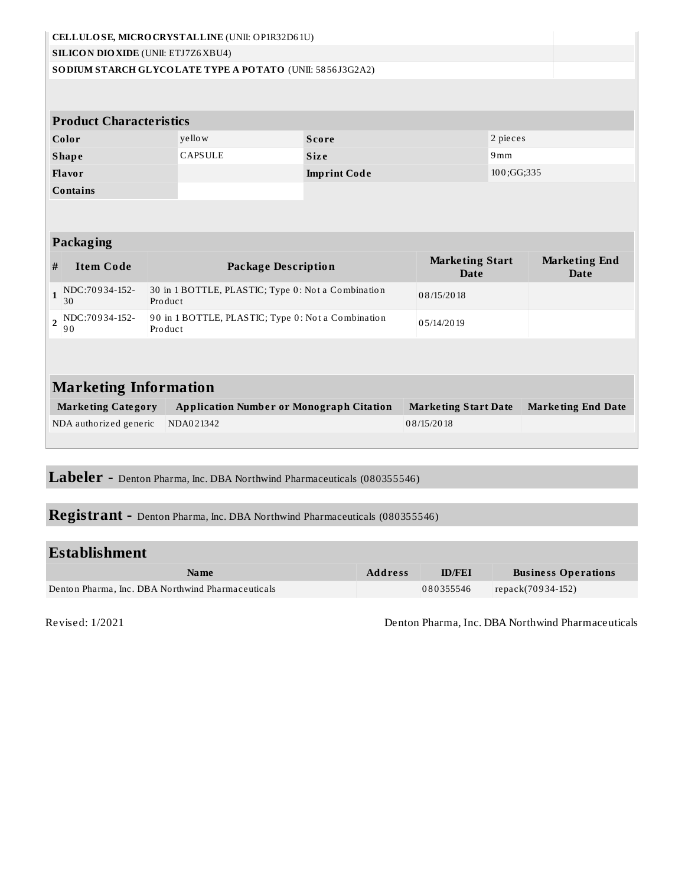| | |
|---|---|
| **CELLULOSE, MICROCRYSTALLINE** (UNII: OP1R32D61U) | |
| **SILICON DIOXIDE** (UNII: ETJ7Z6XBU4) | |
| **SODIUM STARCH GLYCOLATE TYPE A POTATO** (UNII: 5856J3G2A2) | |

| **Product Characteristics** | | | |
|---|---|---|---|
| **Color** | yellow | **Score** | 2 pieces |
| **Shape** | CAPSULE | **Size** | 9mm |
| **Flavor** | | **Imprint Code** | 100;GG;335 |
| **Contains** | | | |

**Packaging**

| # | Item Code | Package Description | Marketing Start Date | Marketing End Date |
|---|---|---|---|---|
| 1 | NDC:70934-152-30 | 30 in 1 BOTTLE, PLASTIC; Type 0: Not a Combination Product | 08/15/2018 | |
| 2 | NDC:70934-152-90 | 90 in 1 BOTTLE, PLASTIC; Type 0: Not a Combination Product | 05/14/2019 | |

## Marketing Information

| Marketing Category | Application Number or Monograph Citation | Marketing Start Date | Marketing End Date |
|---|---|---|---|
| NDA authorized generic | NDA021342 | 08/15/2018 | |

## Labeler - Denton Pharma, Inc. DBA Northwind Pharmaceuticals (080355546)

## Registrant - Denton Pharma, Inc. DBA Northwind Pharmaceuticals (080355546)

## Establishment

| Name | Address | ID/FEI | Business Operations |
|---|---|---|---|
| Denton Pharma, Inc. DBA Northwind Pharmaceuticals | | 080355546 | repack(70934-152) |

Revised: 1/2021

Denton Pharma, Inc. DBA Northwind Pharmaceuticals